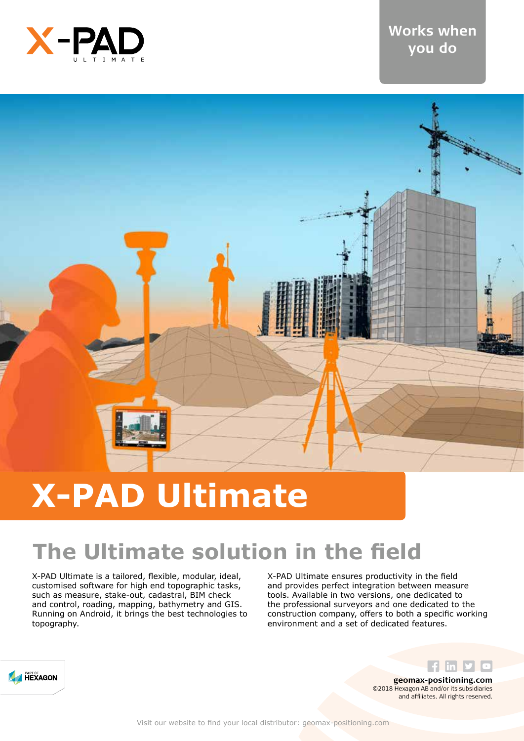X-PAD ULTIMATE

Works when you do

# X-PAD Ultimate

## The Ultimate solution in the field

X-PAD Ultimate is a tailored, flexible, modular, ideal, customised software for high end topographic tasks, such as measure, stake-out, cadastral, BIM check and control, roading, mapping, bathymetry and GIS. Running on Android, it brings the best technologies to topography.

X-PAD Ultimate ensures productivity in the field and provides perfect integration between measure tools. Available in two versions, one dedicated to the professional surveyors and one dedicated to the construction company, offers to both a specific working environment and a set of dedicated features.

PART OF HEXAGON

**geomax-positioning.com**
©2018 Hexagon AB and/or its subsidiaries and affiliates. All rights reserved.

Visit our website to find your local distributor: geomax-positioning.com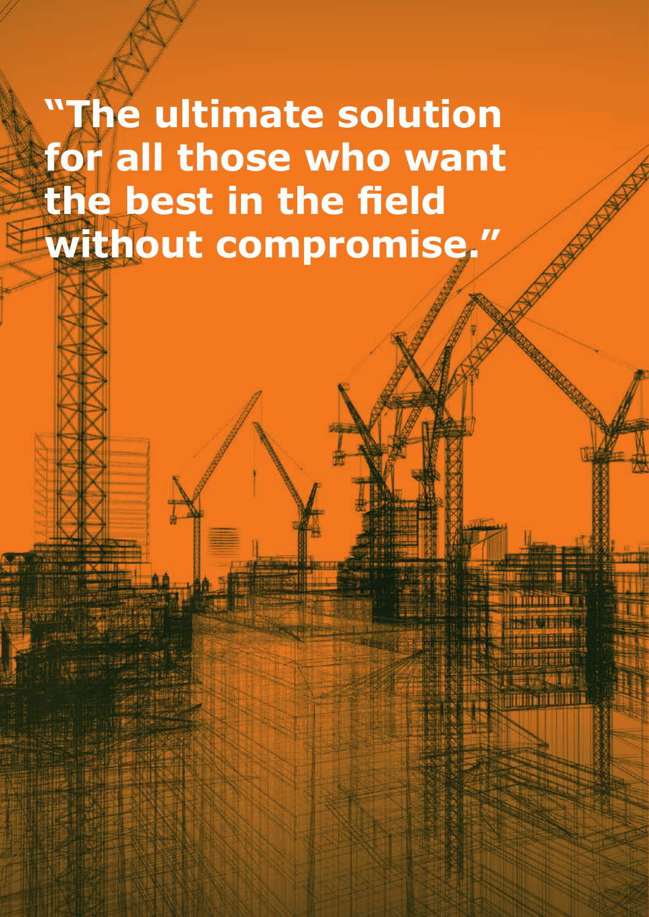**"The ultimate solution for all those who want the best in the field without compromise."**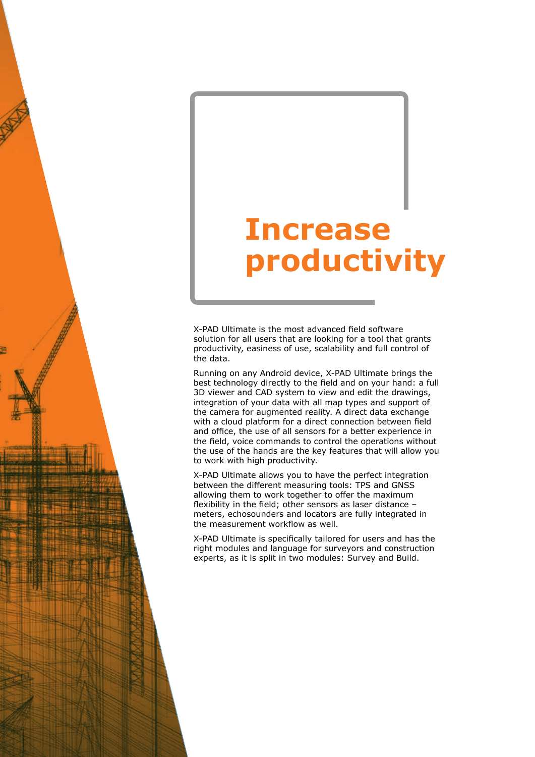# Increase productivity

X-PAD Ultimate is the most advanced field software solution for all users that are looking for a tool that grants productivity, easiness of use, scalability and full control of the data.

Running on any Android device, X-PAD Ultimate brings the best technology directly to the field and on your hand: a full 3D viewer and CAD system to view and edit the drawings, integration of your data with all map types and support of the camera for augmented reality. A direct data exchange with a cloud platform for a direct connection between field and office, the use of all sensors for a better experience in the field, voice commands to control the operations without the use of the hands are the key features that will allow you to work with high productivity.

X-PAD Ultimate allows you to have the perfect integration between the different measuring tools: TPS and GNSS allowing them to work together to offer the maximum flexibility in the field; other sensors as laser distance – meters, echosounders and locators are fully integrated in the measurement workflow as well.

X-PAD Ultimate is specifically tailored for users and has the right modules and language for surveyors and construction experts, as it is split in two modules: Survey and Build.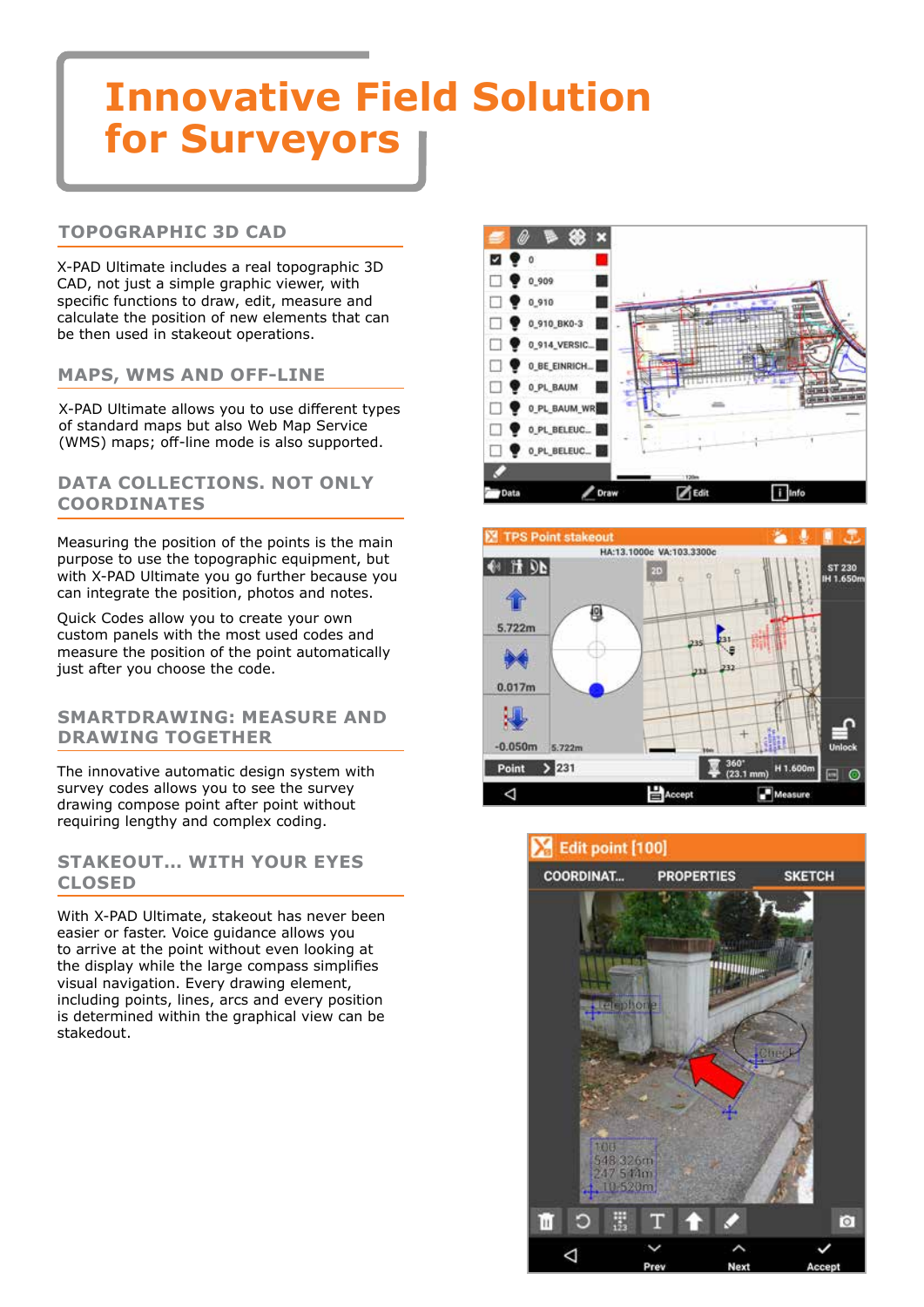# Innovative Field Solution for Surveyors

## TOPOGRAPHIC 3D CAD

X-PAD Ultimate includes a real topographic 3D CAD, not just a simple graphic viewer, with specific functions to draw, edit, measure and calculate the position of new elements that can be then used in stakeout operations.

## MAPS, WMS AND OFF-LINE

X-PAD Ultimate allows you to use different types of standard maps but also Web Map Service (WMS) maps; off-line mode is also supported.

## DATA COLLECTIONS. NOT ONLY COORDINATES

Measuring the position of the points is the main purpose to use the topographic equipment, but with X-PAD Ultimate you go further because you can integrate the position, photos and notes.

Quick Codes allow you to create your own custom panels with the most used codes and measure the position of the point automatically just after you choose the code.

## SMARTDRAWING: MEASURE AND DRAWING TOGETHER

The innovative automatic design system with survey codes allows you to create the survey drawing compose point after point without requiring lengthy and complex coding.

## STAKEOUT... WITH YOUR EYES CLOSED

With X-PAD Ultimate, stakeout has never been easier or faster. Voice guidance allows you to arrive at the point without even looking at the display while the large compass simplifies visual navigation. Every drawing element, including points, lines, arcs and every position is determined within the graphical view can be stakedout.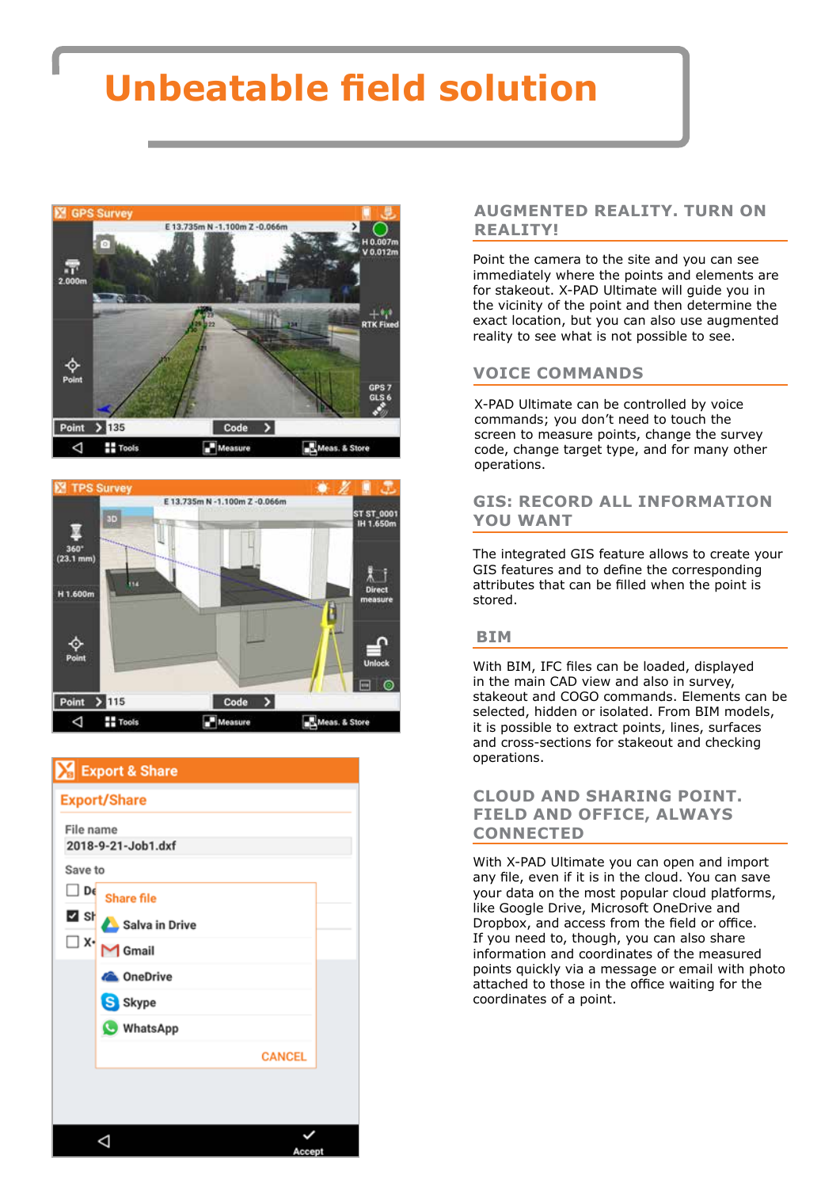# Unbeatable field solution

## AUGMENTED REALITY. TURN ON REALITY!

Point the camera to the site and you can see immediately where the points and elements are for stakeout. X-PAD Ultimate will guide you in the vicinity of the point and then determine the exact location, but you can also use augmented reality to see what is not possible to see.

## VOICE COMMANDS

X-PAD Ultimate can be controlled by voice commands; you don't need to touch the screen to measure points, change the survey code, change target type, and for many other operations.

## GIS: RECORD ALL INFORMATION YOU WANT

The integrated GIS feature allows to create your GIS features and to define the corresponding attributes that can be filled when the point is stored.

## BIM

With BIM, IFC files can be loaded, displayed in the main CAD view and also in survey, stakeout and COGO commands. Elements can be selected, hidden or isolated. From BIM models, it is possible to extract points, lines, surfaces and cross-sections for stakeout and checking operations.

## CLOUD AND SHARING POINT. FIELD AND OFFICE, ALWAYS CONNECTED

With X-PAD Ultimate you can open and import any file, even if it is in the cloud. You can save your data on the most popular cloud platforms, like Google Drive, Microsoft OneDrive and Dropbox, and access from the field or office. If you need to, though, you can also share information and coordinates of the measured points quickly via a message or email with photo attached to those in the office waiting for the coordinates of a point.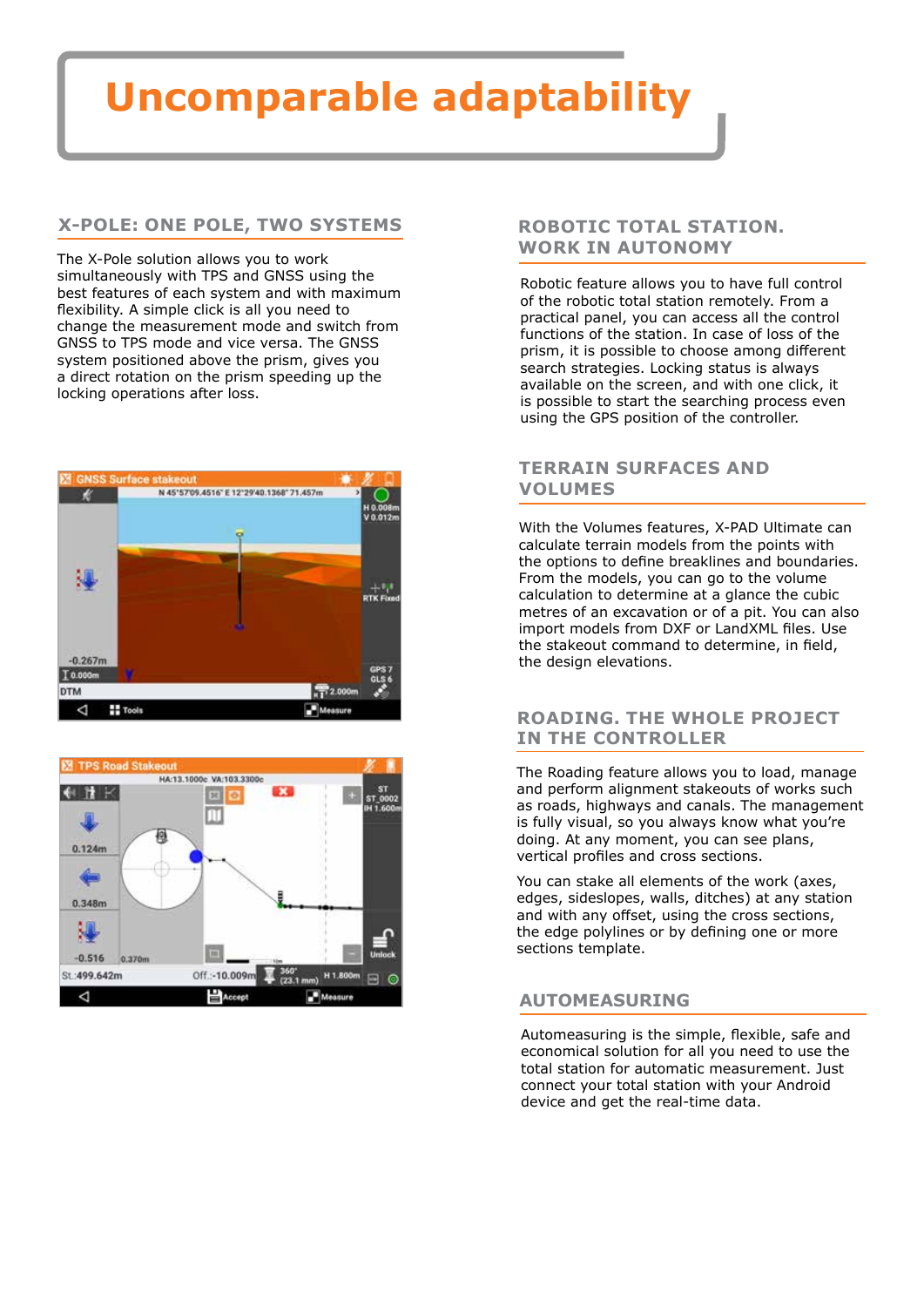# Uncomparable adaptability

## X-POLE: ONE POLE, TWO SYSTEMS

The X-Pole solution allows you to work simultaneously with TPS and GNSS using the best features of each system and with maximum flexibility. A simple click is all you need to change the measurement mode and switch from GNSS to TPS mode and vice versa. The GNSS system positioned above the prism, gives you a direct rotation on the prism speeding up the locking operations after loss.

## ROBOTIC TOTAL STATION. WORK IN AUTONOMY

Robotic feature allows you to have full control of the robotic total station remotely. From a practical panel, you can access all the control functions of the station. In case of loss of the prism, it is possible to choose among different search strategies. Locking status is always available on the screen, and with one click, it is possible to start the searching process even using the GPS position of the controller.

## TERRAIN SURFACES AND VOLUMES

With the Volumes features, X-PAD Ultimate can calculate terrain models from the points with the options to define breaklines and boundaries. From the models, you can go to the volume calculation to determine at a glance the cubic metres of an excavation or of a pit. You can also import models from DXF or LandXML files. Use the stakeout command to determine, in field, the design elevations.

## ROADING. THE WHOLE PROJECT IN THE CONTROLLER

The Roading feature allows you to load, manage and perform alignment stakeouts of works such as roads, highways and canals. The management is fully visual, so you always know what you're doing. At any moment, you can see plans, vertical profiles and cross sections.

You can stake all elements of the work (axes, edges, sideslopes, walls, ditches) at any station and with any offset, using the cross sections, the edge polylines or by defining one or more sections template.

## AUTOMEASURING

Automeasuring is the simple, flexible, safe and economical solution for all you need to use the total station for automatic measurement. Just connect your total station with your Android device and get the real-time data.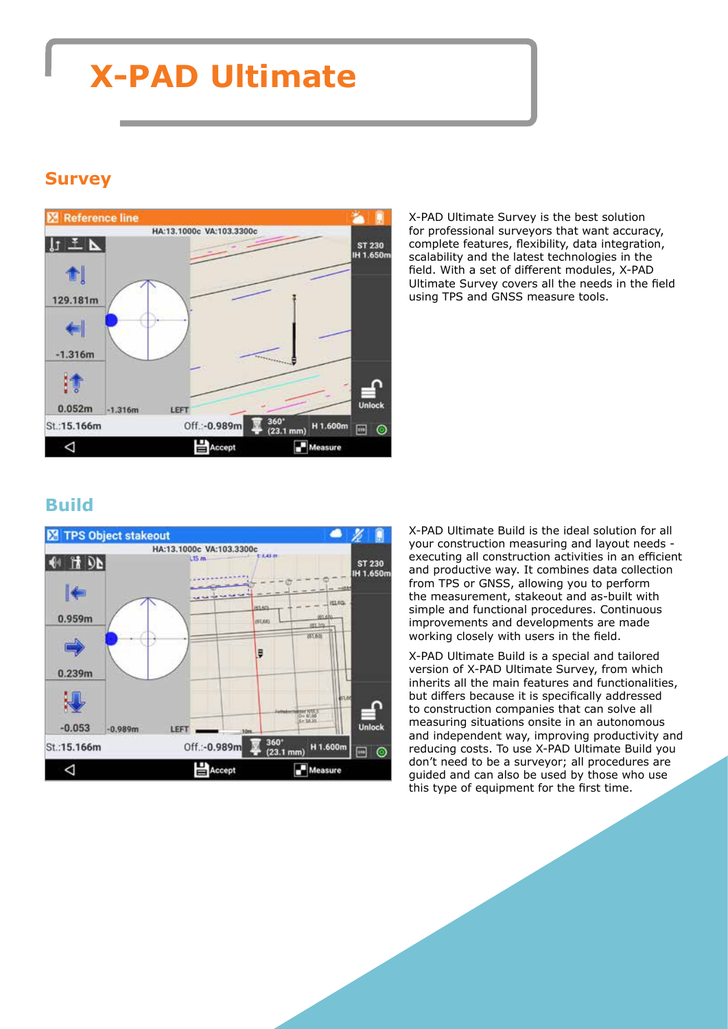# X-PAD Ultimate

## Survey

X-PAD Ultimate Survey is the best solution for professional surveyors that want accuracy, complete features, flexibility, data integration, scalability and the latest technologies in the field. With a set of different modules, X-PAD Ultimate Survey covers all the needs in the field using TPS and GNSS measure tools.

## Build

X-PAD Ultimate Build is the ideal solution for all your construction measuring and layout needs - executing all construction activities in an efficient and productive way. It combines data collection from TPS or GNSS, allowing you to perform the measurement, stakeout and as-built with simple and functional procedures. Continuous improvements and developments are made working closely with users in the field.

X-PAD Ultimate Build is a special and tailored version of X-PAD Ultimate Survey, from which inherits all the main features and functionalities, but differs because it is specifically addressed to construction companies that can solve all measuring situations onsite in an autonomous and independent way, improving productivity and reducing costs. To use X-PAD Ultimate Build you don't need to be a surveyor; all procedures are guided and can also be used by those who use this type of equipment for the first time.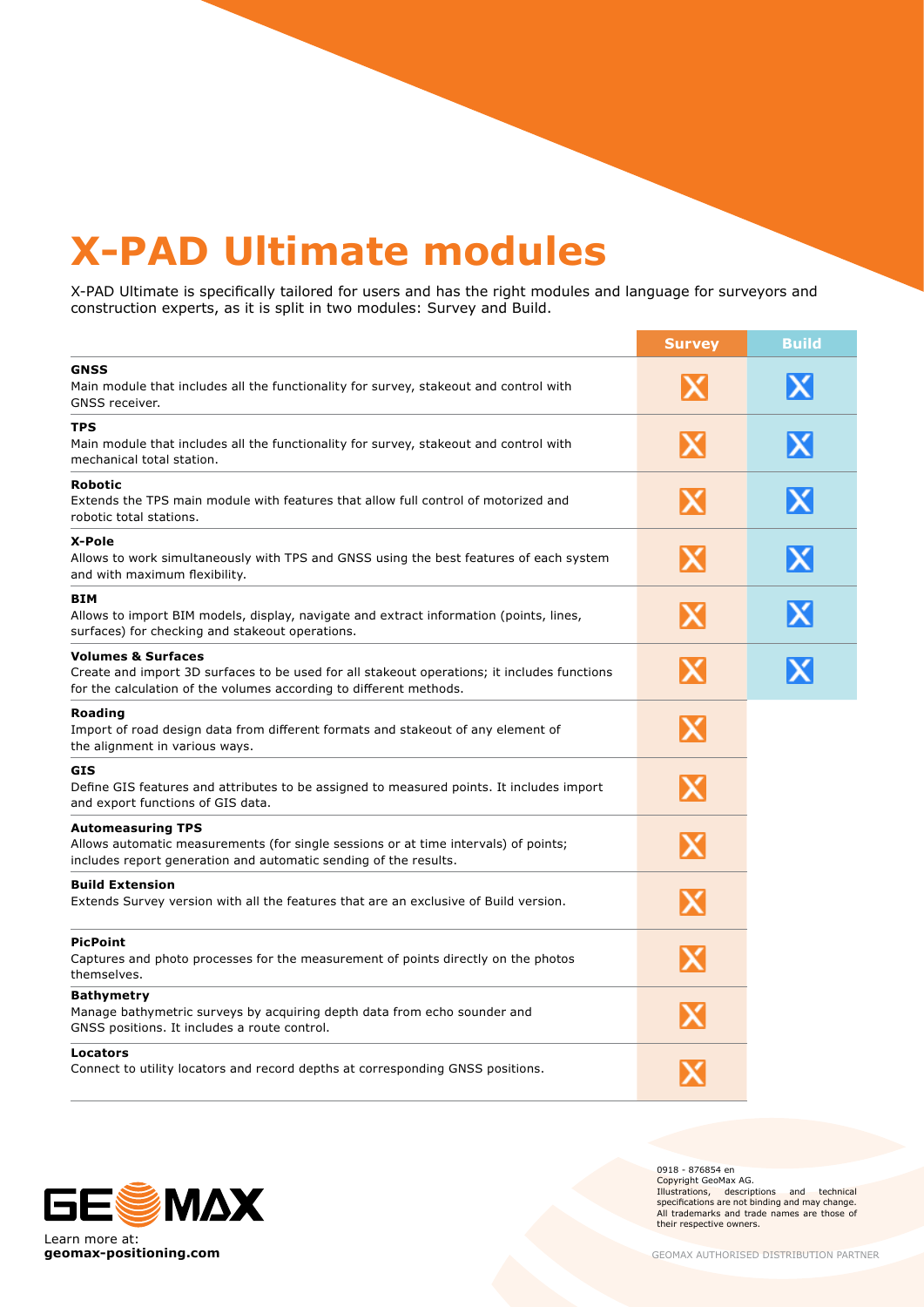# X-PAD Ultimate modules

X-PAD Ultimate is specifically tailored for users and has the right modules and language for surveyors and construction experts, as it is split in two modules: Survey and Build.

| | Survey | Build |
|---|---|---|
| **GNSS**<br>Main module that includes all the functionality for survey, stakeout and control with GNSS receiver. | X | X |
| **TPS**<br>Main module that includes all the functionality for survey, stakeout and control with mechanical total station. | X | X |
| **Robotic**<br>Extends the TPS main module with features that allow full control of motorized and robotic total stations. | X | X |
| **X-Pole**<br>Allows to work simultaneously with TPS and GNSS using the best features of each system and with maximum flexibility. | X | X |
| **BIM**<br>Allows to import BIM models, display, navigate and extract information (points, lines, surfaces) for checking and stakeout operations. | X | X |
| **Volumes & Surfaces**<br>Create and import 3D surfaces to be used for all stakeout operations; it includes functions for the calculation of the volumes according to different methods. | X | X |
| **Roading**<br>Import of road design data from different formats and stakeout of any element of the alignment in various ways. | X | |
| **GIS**<br>Define GIS features and attributes to be assigned to measured points. It includes import and export functions of GIS data. | X | |
| **Automeasuring TPS**<br>Allows automatic measurements (for single sessions or at time intervals) of points; includes report generation and automatic sending of the results. | X | |
| **Build Extension**<br>Extends Survey version with all the features that are an exclusive of Build version. | X | |
| **PicPoint**<br>Captures and photo processes for the measurement of points directly on the photos themselves. | X | |
| **Bathymetry**<br>Manage bathymetric surveys by acquiring depth data from echo sounder and GNSS positions. It includes a route control. | X | |
| **Locators**<br>Connect to utility locators and record depths at corresponding GNSS positions. | X | |

GEMAX

Learn more at:
**geomax-positioning.com**

0918 - 876854 en
Copyright GeoMax AG.
Illustrations, descriptions and technical specifications are not binding and may change.
All trademarks and trade names are those of their respective owners.

GEOMAX AUTHORISED DISTRIBUTION PARTNER